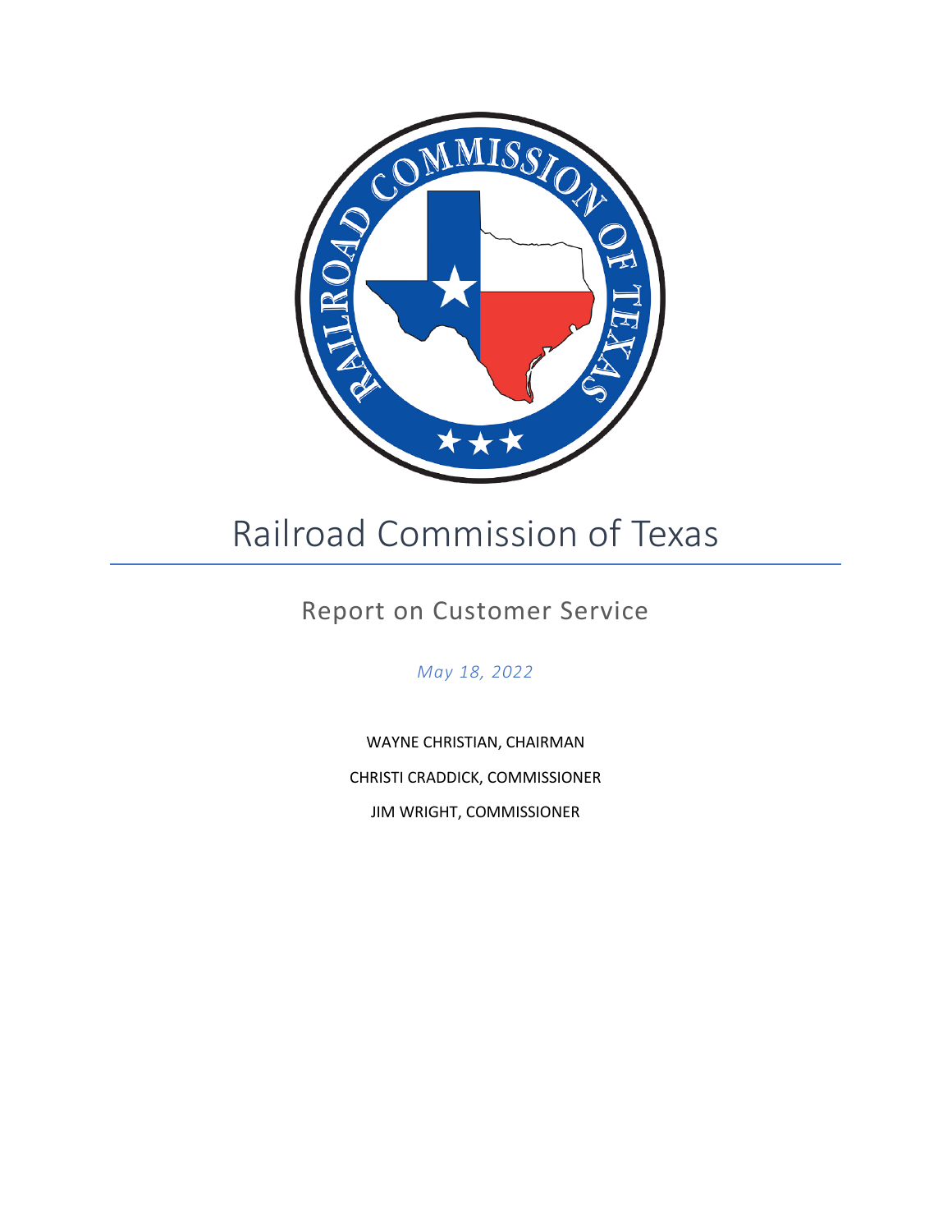# Railroad Commission of Texas

## Report on Customer Service

*May 18, 2022*

WAYNE CHRISTIAN, CHAIRMAN

CHRISTI CRADDICK, COMMISSIONER

JIM WRIGHT, COMMISSIONER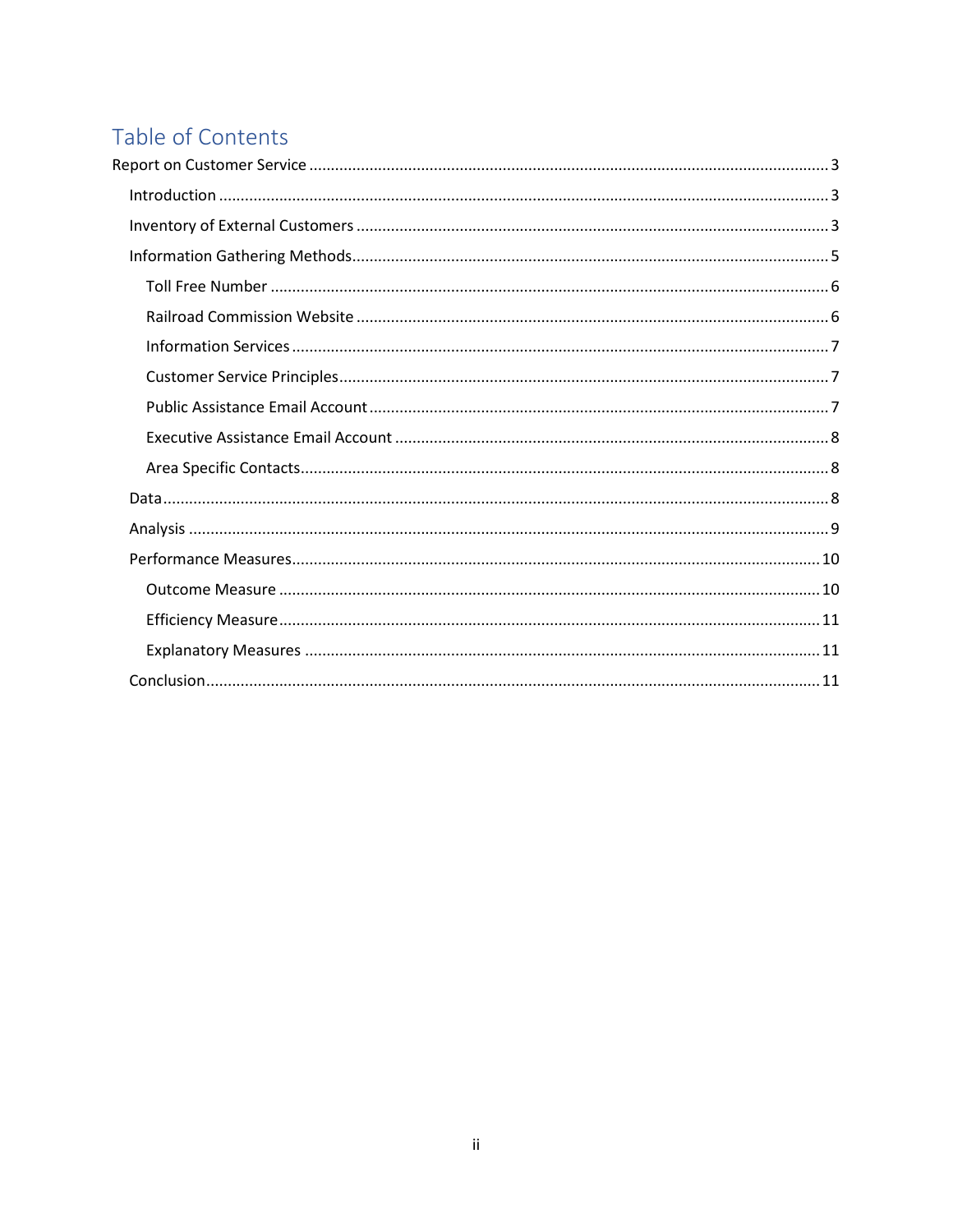# Table of Contents

- Report on Customer Service ........ 3
  - Introduction ........ 3
  - Inventory of External Customers ........ 3
  - Information Gathering Methods ........ 5
    - Toll Free Number ........ 6
    - Railroad Commission Website ........ 6
    - Information Services ........ 7
    - Customer Service Principles ........ 7
    - Public Assistance Email Account ........ 7
    - Executive Assistance Email Account ........ 8
    - Area Specific Contacts ........ 8
  - Data ........ 8
  - Analysis ........ 9
  - Performance Measures ........ 10
    - Outcome Measure ........ 10
    - Efficiency Measure ........ 11
    - Explanatory Measures ........ 11
  - Conclusion ........ 11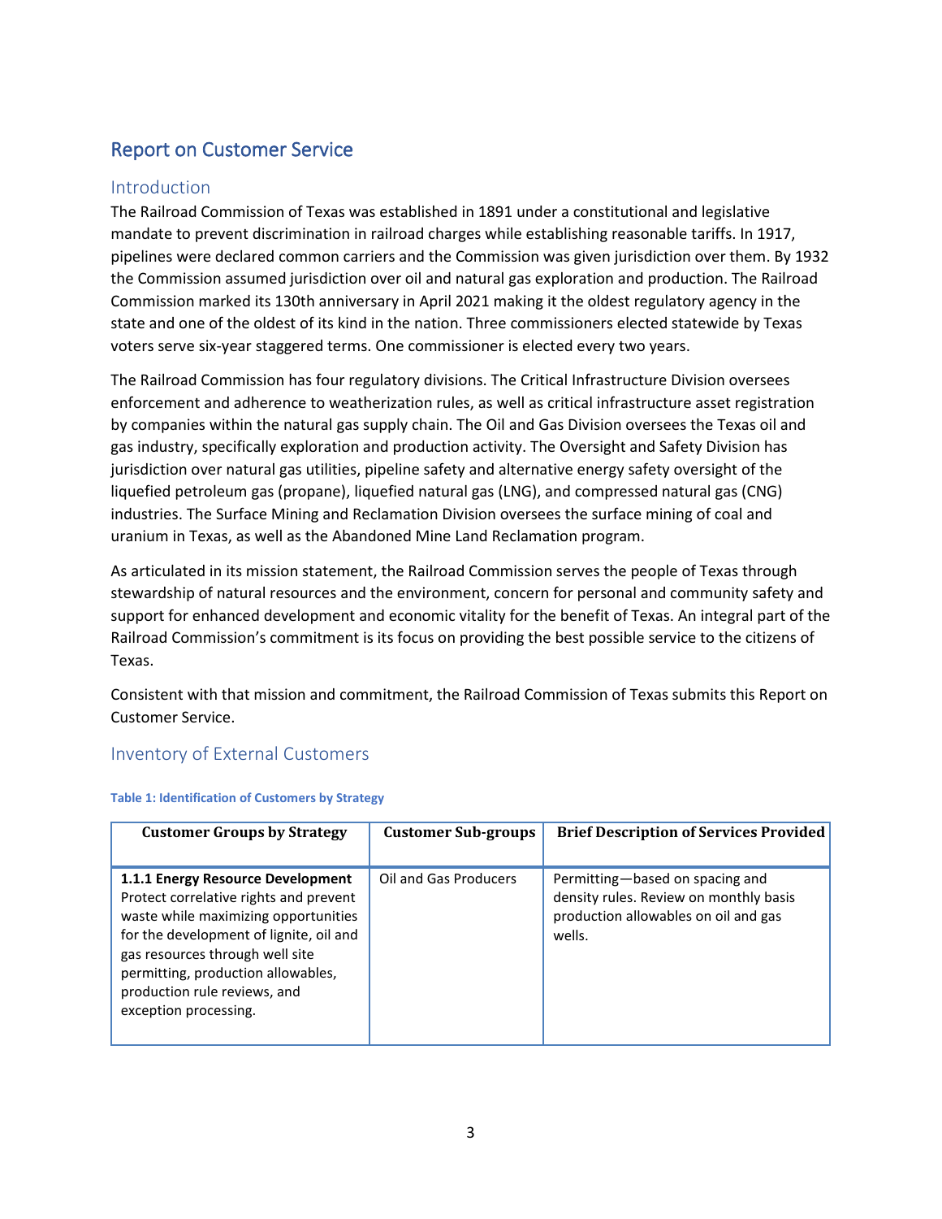## Report on Customer Service

### Introduction

The Railroad Commission of Texas was established in 1891 under a constitutional and legislative mandate to prevent discrimination in railroad charges while establishing reasonable tariffs. In 1917, pipelines were declared common carriers and the Commission was given jurisdiction over them. By 1932 the Commission assumed jurisdiction over oil and natural gas exploration and production. The Railroad Commission marked its 130th anniversary in April 2021 making it the oldest regulatory agency in the state and one of the oldest of its kind in the nation. Three commissioners elected statewide by Texas voters serve six-year staggered terms. One commissioner is elected every two years.

The Railroad Commission has four regulatory divisions. The Critical Infrastructure Division oversees enforcement and adherence to weatherization rules, as well as critical infrastructure asset registration by companies within the natural gas supply chain. The Oil and Gas Division oversees the Texas oil and gas industry, specifically exploration and production activity. The Oversight and Safety Division has jurisdiction over natural gas utilities, pipeline safety and alternative energy safety oversight of the liquefied petroleum gas (propane), liquefied natural gas (LNG), and compressed natural gas (CNG) industries. The Surface Mining and Reclamation Division oversees the surface mining of coal and uranium in Texas, as well as the Abandoned Mine Land Reclamation program.

As articulated in its mission statement, the Railroad Commission serves the people of Texas through stewardship of natural resources and the environment, concern for personal and community safety and support for enhanced development and economic vitality for the benefit of Texas. An integral part of the Railroad Commission's commitment is its focus on providing the best possible service to the citizens of Texas.

Consistent with that mission and commitment, the Railroad Commission of Texas submits this Report on Customer Service.

### Inventory of External Customers

**Table 1: Identification of Customers by Strategy**

| Customer Groups by Strategy | Customer Sub-groups | Brief Description of Services Provided |
|---|---|---|
| **1.1.1 Energy Resource Development** Protect correlative rights and prevent waste while maximizing opportunities for the development of lignite, oil and gas resources through well site permitting, production allowables, production rule reviews, and exception processing. | Oil and Gas Producers | Permitting—based on spacing and density rules. Review on monthly basis production allowables on oil and gas wells. |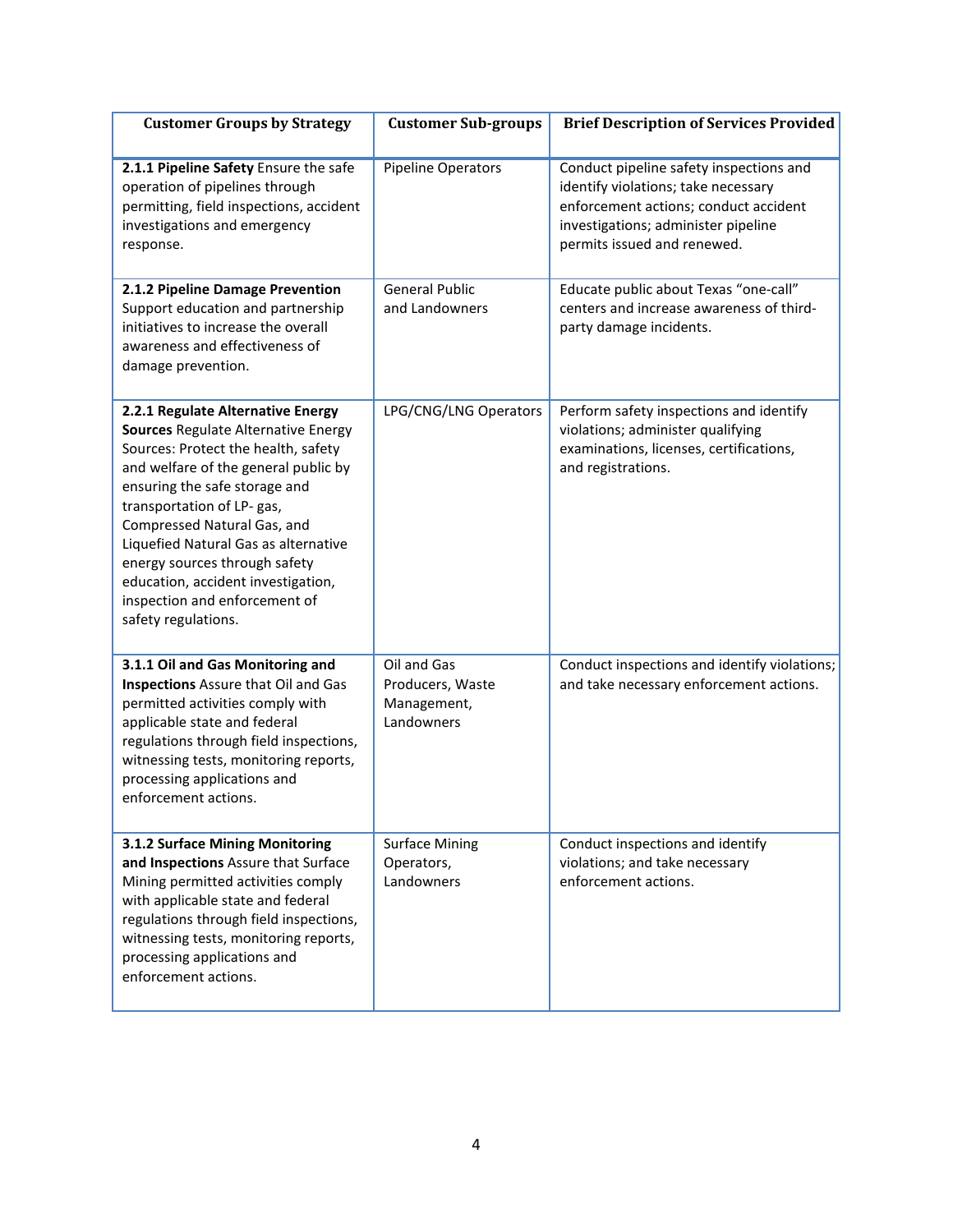| Customer Groups by Strategy | Customer Sub-groups | Brief Description of Services Provided |
|---|---|---|
| **2.1.1 Pipeline Safety** Ensure the safe operation of pipelines through permitting, field inspections, accident investigations and emergency response. | Pipeline Operators | Conduct pipeline safety inspections and identify violations; take necessary enforcement actions; conduct accident investigations; administer pipeline permits issued and renewed. |
| **2.1.2 Pipeline Damage Prevention** Support education and partnership initiatives to increase the overall awareness and effectiveness of damage prevention. | General Public and Landowners | Educate public about Texas "one-call" centers and increase awareness of third-party damage incidents. |
| **2.2.1 Regulate Alternative Energy Sources** Regulate Alternative Energy Sources: Protect the health, safety and welfare of the general public by ensuring the safe storage and transportation of LP- gas, Compressed Natural Gas, and Liquefied Natural Gas as alternative energy sources through safety education, accident investigation, inspection and enforcement of safety regulations. | LPG/CNG/LNG Operators | Perform safety inspections and identify violations; administer qualifying examinations, licenses, certifications, and registrations. |
| **3.1.1 Oil and Gas Monitoring and Inspections** Assure that Oil and Gas permitted activities comply with applicable state and federal regulations through field inspections, witnessing tests, monitoring reports, processing applications and enforcement actions. | Oil and Gas Producers, Waste Management, Landowners | Conduct inspections and identify violations; and take necessary enforcement actions. |
| **3.1.2 Surface Mining Monitoring and Inspections** Assure that Surface Mining permitted activities comply with applicable state and federal regulations through field inspections, witnessing tests, monitoring reports, processing applications and enforcement actions. | Surface Mining Operators, Landowners | Conduct inspections and identify violations; and take necessary enforcement actions. |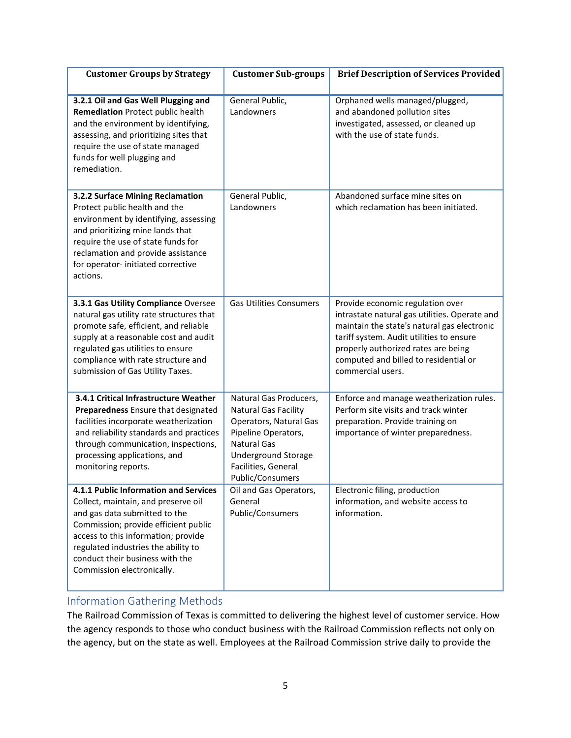| Customer Groups by Strategy | Customer Sub-groups | Brief Description of Services Provided |
|---|---|---|
| **3.2.1 Oil and Gas Well Plugging and Remediation** Protect public health and the environment by identifying, assessing, and prioritizing sites that require the use of state managed funds for well plugging and remediation. | General Public, Landowners | Orphaned wells managed/plugged, and abandoned pollution sites investigated, assessed, or cleaned up with the use of state funds. |
| **3.2.2 Surface Mining Reclamation** Protect public health and the environment by identifying, assessing and prioritizing mine lands that require the use of state funds for reclamation and provide assistance for operator- initiated corrective actions. | General Public, Landowners | Abandoned surface mine sites on which reclamation has been initiated. |
| **3.3.1 Gas Utility Compliance** Oversee natural gas utility rate structures that promote safe, efficient, and reliable supply at a reasonable cost and audit regulated gas utilities to ensure compliance with rate structure and submission of Gas Utility Taxes. | Gas Utilities Consumers | Provide economic regulation over intrastate natural gas utilities. Operate and maintain the state's natural gas electronic tariff system. Audit utilities to ensure properly authorized rates are being computed and billed to residential or commercial users. |
| **3.4.1 Critical Infrastructure Weather Preparedness** Ensure that designated facilities incorporate weatherization and reliability standards and practices through communication, inspections, processing applications, and monitoring reports. | Natural Gas Producers, Natural Gas Facility Operators, Natural Gas Pipeline Operators, Natural Gas Underground Storage Facilities, General Public/Consumers | Enforce and manage weatherization rules. Perform site visits and track winter preparation. Provide training on importance of winter preparedness. |
| **4.1.1 Public Information and Services** Collect, maintain, and preserve oil and gas data submitted to the Commission; provide efficient public access to this information; provide regulated industries the ability to conduct their business with the Commission electronically. | Oil and Gas Operators, General Public/Consumers | Electronic filing, production information, and website access to information. |

## Information Gathering Methods

The Railroad Commission of Texas is committed to delivering the highest level of customer service. How the agency responds to those who conduct business with the Railroad Commission reflects not only on the agency, but on the state as well. Employees at the Railroad Commission strive daily to provide the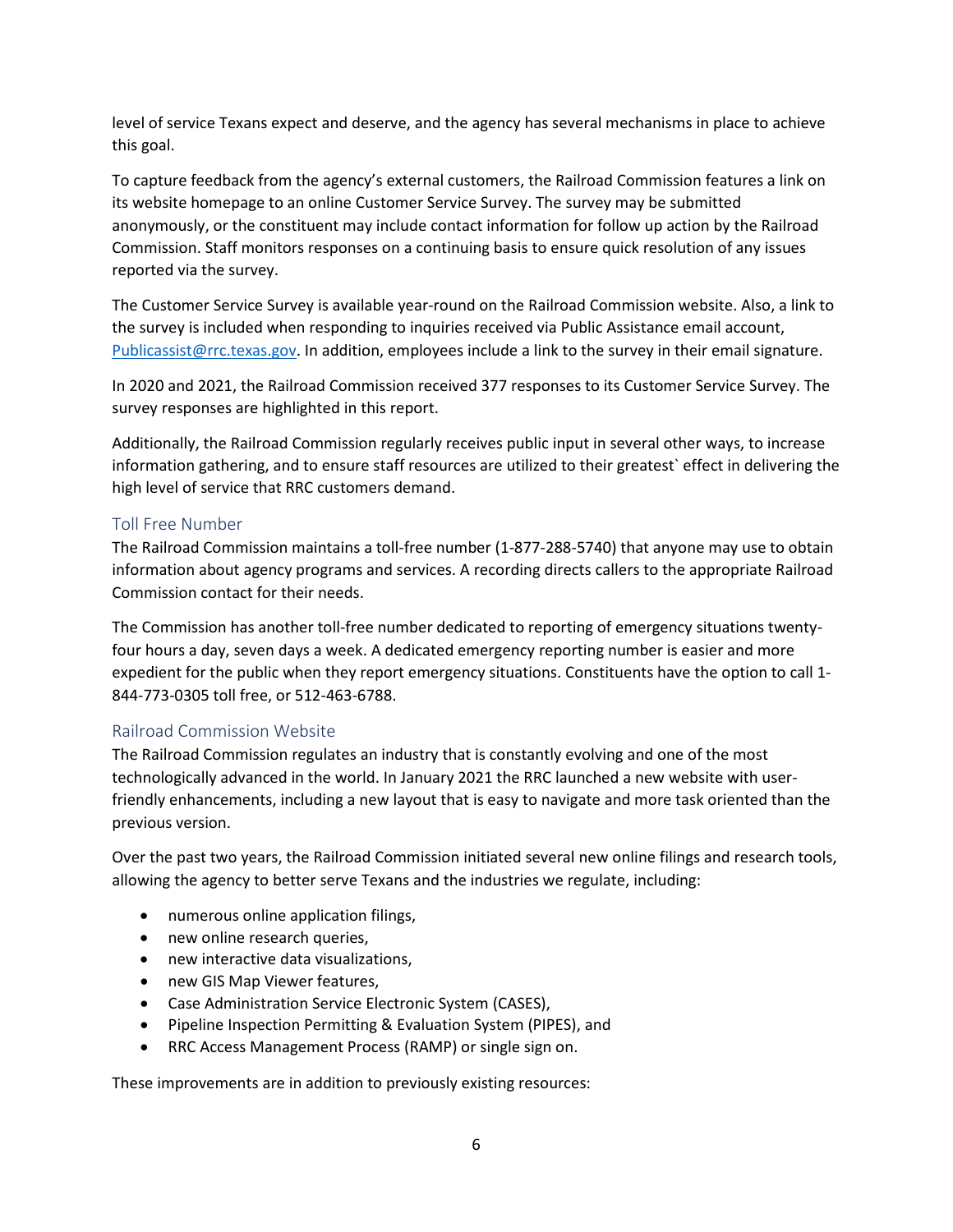level of service Texans expect and deserve, and the agency has several mechanisms in place to achieve this goal.

To capture feedback from the agency's external customers, the Railroad Commission features a link on its website homepage to an online Customer Service Survey. The survey may be submitted anonymously, or the constituent may include contact information for follow up action by the Railroad Commission. Staff monitors responses on a continuing basis to ensure quick resolution of any issues reported via the survey.

The Customer Service Survey is available year-round on the Railroad Commission website. Also, a link to the survey is included when responding to inquiries received via Public Assistance email account, Publicassist@rrc.texas.gov. In addition, employees include a link to the survey in their email signature.

In 2020 and 2021, the Railroad Commission received 377 responses to its Customer Service Survey. The survey responses are highlighted in this report.

Additionally, the Railroad Commission regularly receives public input in several other ways, to increase information gathering, and to ensure staff resources are utilized to their greatest` effect in delivering the high level of service that RRC customers demand.

## Toll Free Number

The Railroad Commission maintains a toll-free number (1-877-288-5740) that anyone may use to obtain information about agency programs and services. A recording directs callers to the appropriate Railroad Commission contact for their needs.

The Commission has another toll-free number dedicated to reporting of emergency situations twenty-four hours a day, seven days a week. A dedicated emergency reporting number is easier and more expedient for the public when they report emergency situations. Constituents have the option to call 1-844-773-0305 toll free, or 512-463-6788.

## Railroad Commission Website

The Railroad Commission regulates an industry that is constantly evolving and one of the most technologically advanced in the world. In January 2021 the RRC launched a new website with user-friendly enhancements, including a new layout that is easy to navigate and more task oriented than the previous version.

Over the past two years, the Railroad Commission initiated several new online filings and research tools, allowing the agency to better serve Texans and the industries we regulate, including:

- numerous online application filings,
- new online research queries,
- new interactive data visualizations,
- new GIS Map Viewer features,
- Case Administration Service Electronic System (CASES),
- Pipeline Inspection Permitting & Evaluation System (PIPES), and
- RRC Access Management Process (RAMP) or single sign on.

These improvements are in addition to previously existing resources: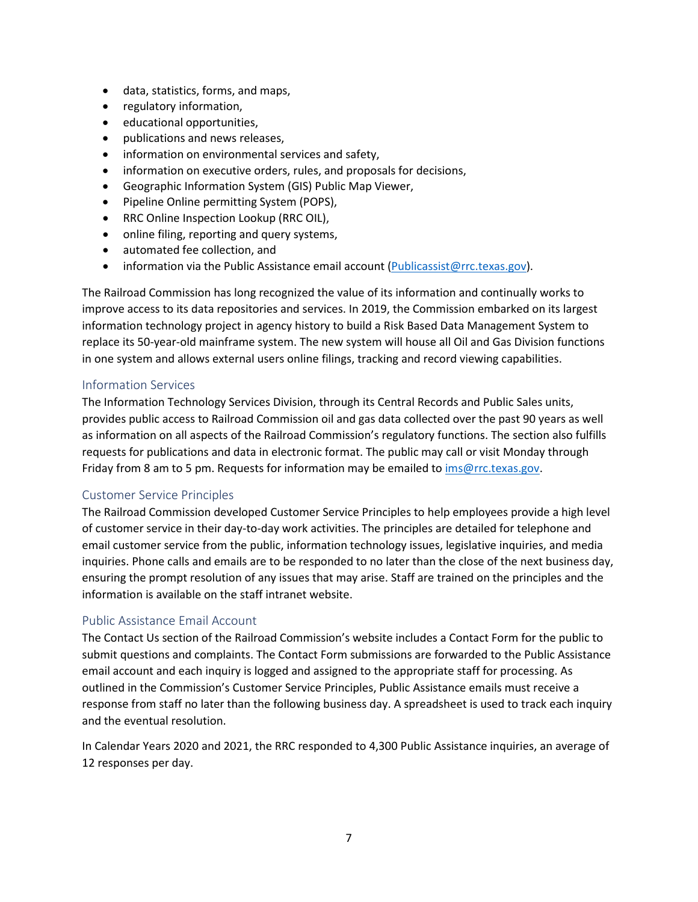- data, statistics, forms, and maps,
- regulatory information,
- educational opportunities,
- publications and news releases,
- information on environmental services and safety,
- information on executive orders, rules, and proposals for decisions,
- Geographic Information System (GIS) Public Map Viewer,
- Pipeline Online permitting System (POPS),
- RRC Online Inspection Lookup (RRC OIL),
- online filing, reporting and query systems,
- automated fee collection, and
- information via the Public Assistance email account (Publicassist@rrc.texas.gov).

The Railroad Commission has long recognized the value of its information and continually works to improve access to its data repositories and services. In 2019, the Commission embarked on its largest information technology project in agency history to build a Risk Based Data Management System to replace its 50-year-old mainframe system. The new system will house all Oil and Gas Division functions in one system and allows external users online filings, tracking and record viewing capabilities.

## Information Services

The Information Technology Services Division, through its Central Records and Public Sales units, provides public access to Railroad Commission oil and gas data collected over the past 90 years as well as information on all aspects of the Railroad Commission's regulatory functions. The section also fulfills requests for publications and data in electronic format. The public may call or visit Monday through Friday from 8 am to 5 pm. Requests for information may be emailed to ims@rrc.texas.gov.

## Customer Service Principles

The Railroad Commission developed Customer Service Principles to help employees provide a high level of customer service in their day-to-day work activities. The principles are detailed for telephone and email customer service from the public, information technology issues, legislative inquiries, and media inquiries. Phone calls and emails are to be responded to no later than the close of the next business day, ensuring the prompt resolution of any issues that may arise. Staff are trained on the principles and the information is available on the staff intranet website.

## Public Assistance Email Account

The Contact Us section of the Railroad Commission's website includes a Contact Form for the public to submit questions and complaints. The Contact Form submissions are forwarded to the Public Assistance email account and each inquiry is logged and assigned to the appropriate staff for processing. As outlined in the Commission's Customer Service Principles, Public Assistance emails must receive a response from staff no later than the following business day. A spreadsheet is used to track each inquiry and the eventual resolution.

In Calendar Years 2020 and 2021, the RRC responded to 4,300 Public Assistance inquiries, an average of 12 responses per day.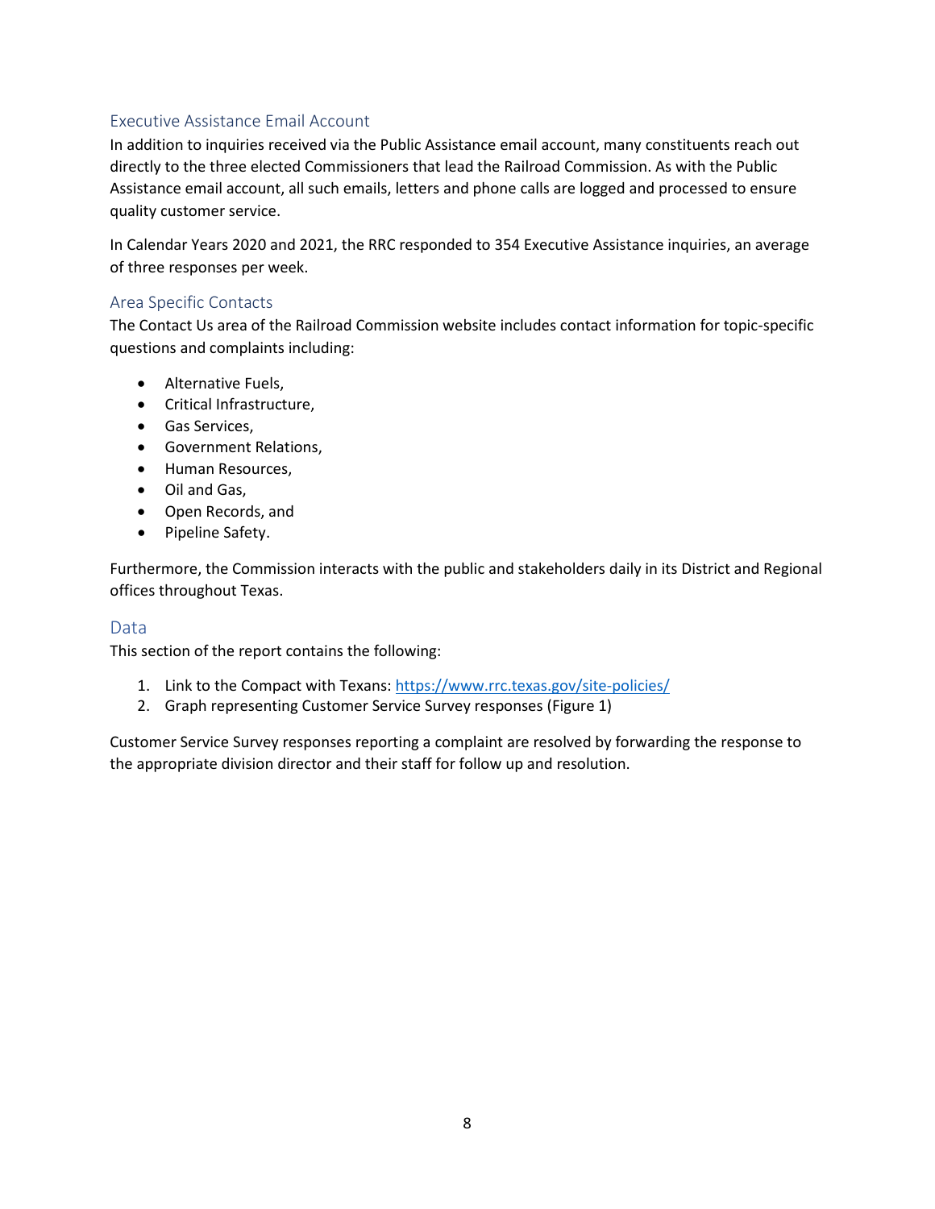## Executive Assistance Email Account

In addition to inquiries received via the Public Assistance email account, many constituents reach out directly to the three elected Commissioners that lead the Railroad Commission. As with the Public Assistance email account, all such emails, letters and phone calls are logged and processed to ensure quality customer service.

In Calendar Years 2020 and 2021, the RRC responded to 354 Executive Assistance inquiries, an average of three responses per week.

## Area Specific Contacts

The Contact Us area of the Railroad Commission website includes contact information for topic-specific questions and complaints including:

- Alternative Fuels,
- Critical Infrastructure,
- Gas Services,
- Government Relations,
- Human Resources,
- Oil and Gas,
- Open Records, and
- Pipeline Safety.

Furthermore, the Commission interacts with the public and stakeholders daily in its District and Regional offices throughout Texas.

## Data

This section of the report contains the following:

1. Link to the Compact with Texans: https://www.rrc.texas.gov/site-policies/
2. Graph representing Customer Service Survey responses (Figure 1)

Customer Service Survey responses reporting a complaint are resolved by forwarding the response to the appropriate division director and their staff for follow up and resolution.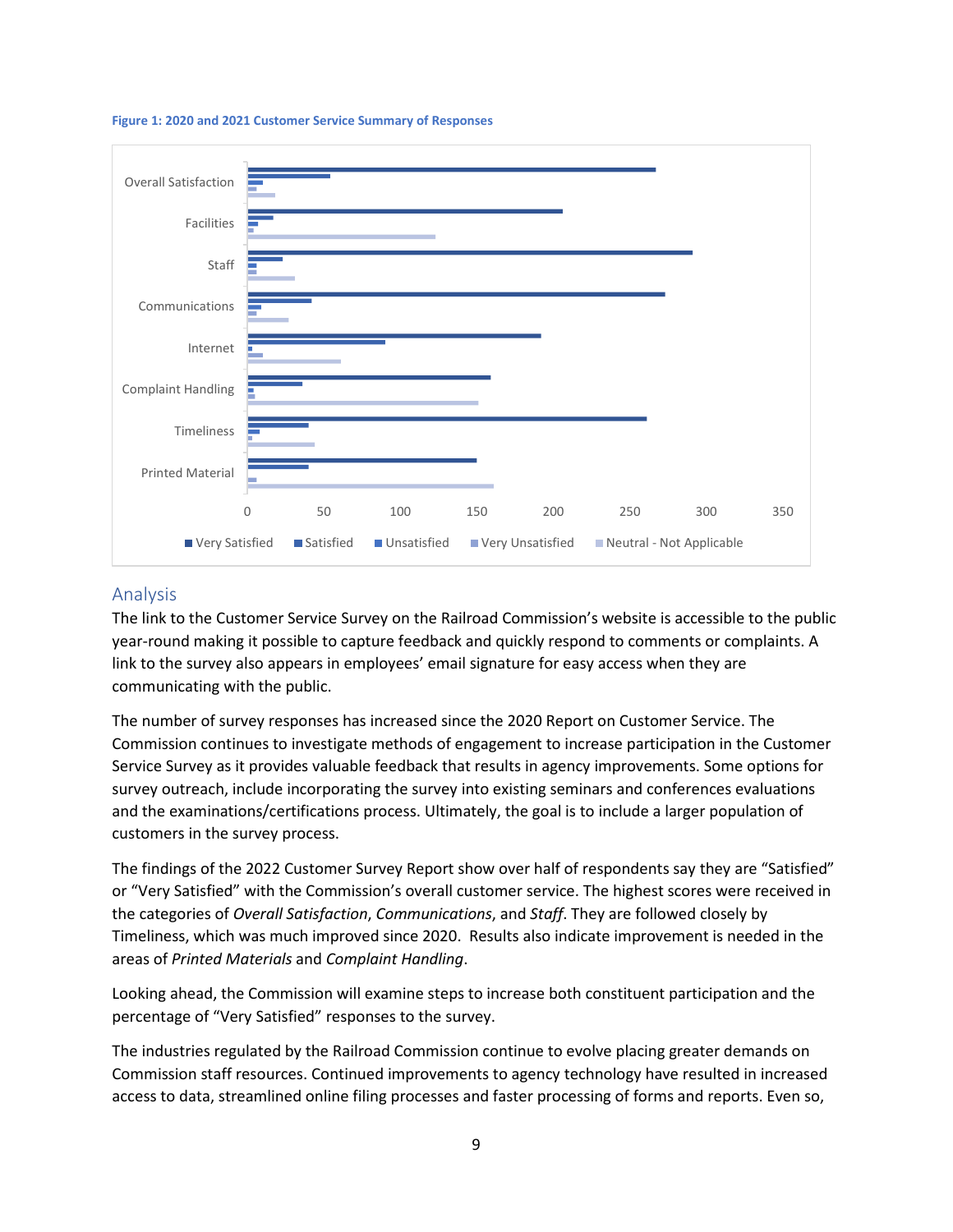**Figure 1: 2020 and 2021 Customer Service Summary of Responses**

## Analysis

The link to the Customer Service Survey on the Railroad Commission's website is accessible to the public year-round making it possible to capture feedback and quickly respond to comments or complaints. A link to the survey also appears in employees' email signature for easy access when they are communicating with the public.

The number of survey responses has increased since the 2020 Report on Customer Service. The Commission continues to investigate methods of engagement to increase participation in the Customer Service Survey as it provides valuable feedback that results in agency improvements. Some options for survey outreach, include incorporating the survey into existing seminars and conferences evaluations and the examinations/certifications process. Ultimately, the goal is to include a larger population of customers in the survey process.

The findings of the 2022 Customer Survey Report show over half of respondents say they are "Satisfied" or "Very Satisfied" with the Commission's overall customer service. The highest scores were received in the categories of *Overall Satisfaction*, *Communications*, and *Staff*. They are followed closely by Timeliness, which was much improved since 2020. Results also indicate improvement is needed in the areas of *Printed Materials* and *Complaint Handling*.

Looking ahead, the Commission will examine steps to increase both constituent participation and the percentage of "Very Satisfied" responses to the survey.

The industries regulated by the Railroad Commission continue to evolve placing greater demands on Commission staff resources. Continued improvements to agency technology have resulted in increased access to data, streamlined online filing processes and faster processing of forms and reports. Even so,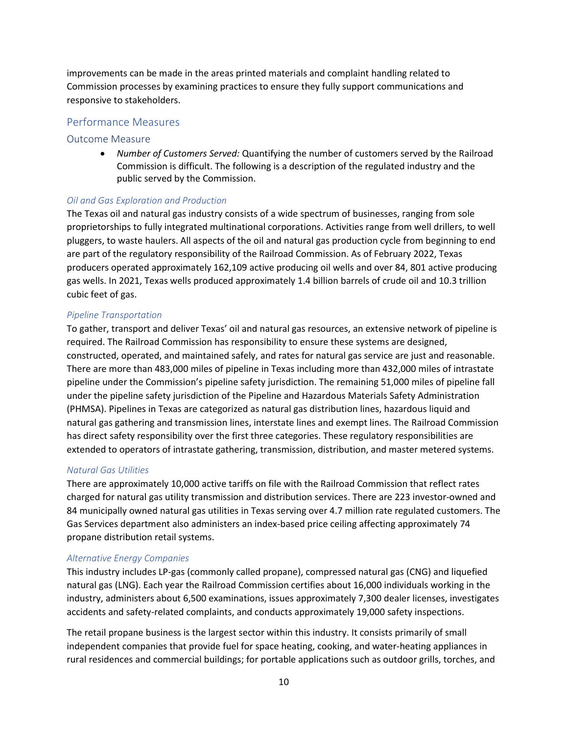improvements can be made in the areas printed materials and complaint handling related to Commission processes by examining practices to ensure they fully support communications and responsive to stakeholders.

## Performance Measures

### Outcome Measure

- *Number of Customers Served:* Quantifying the number of customers served by the Railroad Commission is difficult. The following is a description of the regulated industry and the public served by the Commission.

#### *Oil and Gas Exploration and Production*

The Texas oil and natural gas industry consists of a wide spectrum of businesses, ranging from sole proprietorships to fully integrated multinational corporations. Activities range from well drillers, to well pluggers, to waste haulers. All aspects of the oil and natural gas production cycle from beginning to end are part of the regulatory responsibility of the Railroad Commission. As of February 2022, Texas producers operated approximately 162,109 active producing oil wells and over 84, 801 active producing gas wells. In 2021, Texas wells produced approximately 1.4 billion barrels of crude oil and 10.3 trillion cubic feet of gas.

#### *Pipeline Transportation*

To gather, transport and deliver Texas' oil and natural gas resources, an extensive network of pipeline is required. The Railroad Commission has responsibility to ensure these systems are designed, constructed, operated, and maintained safely, and rates for natural gas service are just and reasonable. There are more than 483,000 miles of pipeline in Texas including more than 432,000 miles of intrastate pipeline under the Commission's pipeline safety jurisdiction. The remaining 51,000 miles of pipeline fall under the pipeline safety jurisdiction of the Pipeline and Hazardous Materials Safety Administration (PHMSA). Pipelines in Texas are categorized as natural gas distribution lines, hazardous liquid and natural gas gathering and transmission lines, interstate lines and exempt lines. The Railroad Commission has direct safety responsibility over the first three categories. These regulatory responsibilities are extended to operators of intrastate gathering, transmission, distribution, and master metered systems.

#### *Natural Gas Utilities*

There are approximately 10,000 active tariffs on file with the Railroad Commission that reflect rates charged for natural gas utility transmission and distribution services. There are 223 investor-owned and 84 municipally owned natural gas utilities in Texas serving over 4.7 million rate regulated customers. The Gas Services department also administers an index-based price ceiling affecting approximately 74 propane distribution retail systems.

#### *Alternative Energy Companies*

This industry includes LP-gas (commonly called propane), compressed natural gas (CNG) and liquefied natural gas (LNG). Each year the Railroad Commission certifies about 16,000 individuals working in the industry, administers about 6,500 examinations, issues approximately 7,300 dealer licenses, investigates accidents and safety-related complaints, and conducts approximately 19,000 safety inspections.

The retail propane business is the largest sector within this industry. It consists primarily of small independent companies that provide fuel for space heating, cooking, and water-heating appliances in rural residences and commercial buildings; for portable applications such as outdoor grills, torches, and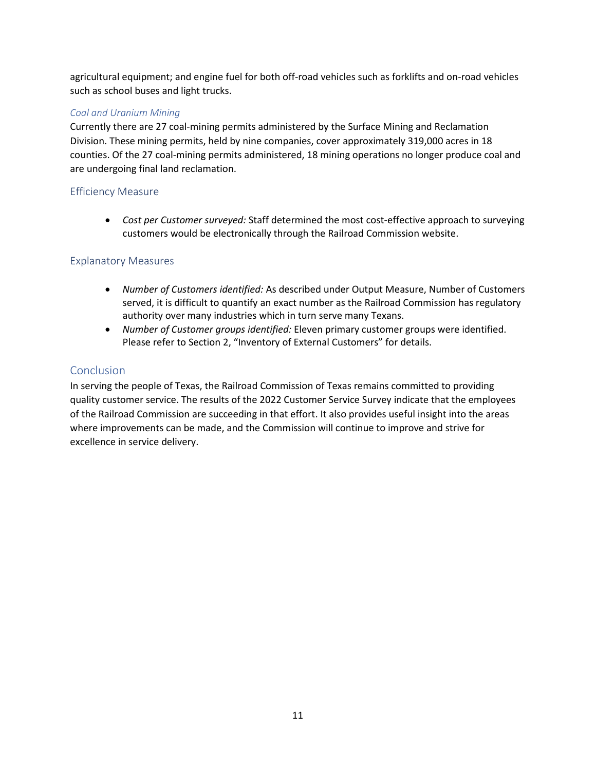agricultural equipment; and engine fuel for both off-road vehicles such as forklifts and on-road vehicles such as school buses and light trucks.

#### *Coal and Uranium Mining*

Currently there are 27 coal-mining permits administered by the Surface Mining and Reclamation Division. These mining permits, held by nine companies, cover approximately 319,000 acres in 18 counties. Of the 27 coal-mining permits administered, 18 mining operations no longer produce coal and are undergoing final land reclamation.

### Efficiency Measure

- *Cost per Customer surveyed:* Staff determined the most cost-effective approach to surveying customers would be electronically through the Railroad Commission website.

### Explanatory Measures

- *Number of Customers identified:* As described under Output Measure, Number of Customers served, it is difficult to quantify an exact number as the Railroad Commission has regulatory authority over many industries which in turn serve many Texans.
- *Number of Customer groups identified:* Eleven primary customer groups were identified. Please refer to Section 2, "Inventory of External Customers" for details.

## Conclusion

In serving the people of Texas, the Railroad Commission of Texas remains committed to providing quality customer service. The results of the 2022 Customer Service Survey indicate that the employees of the Railroad Commission are succeeding in that effort. It also provides useful insight into the areas where improvements can be made, and the Commission will continue to improve and strive for excellence in service delivery.